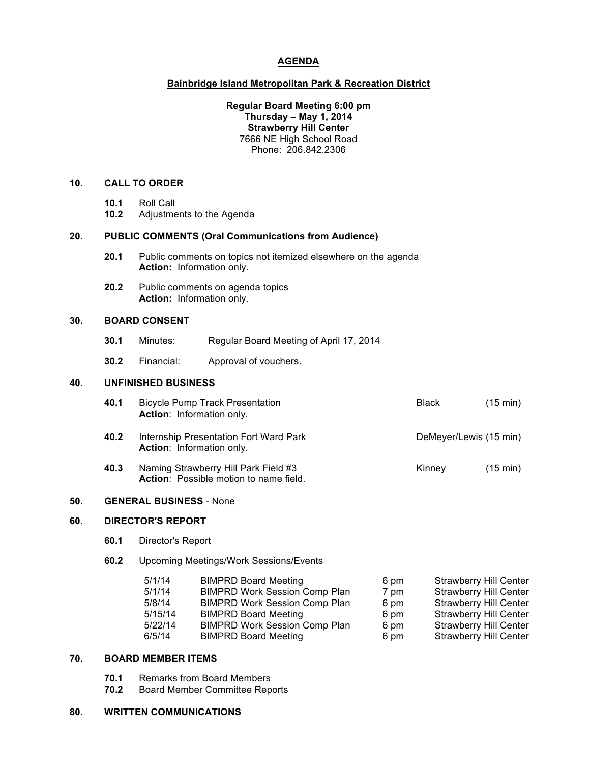# AGENDA

## Bainbridge Island Metropolitan Park & Recreation District

**Regular Board Meeting 6:00 pm**
**Thursday – May 1, 2014**
**Strawberry Hill Center**
7666 NE High School Road
Phone: 206.842.2306

### 10. CALL TO ORDER

- **10.1** Roll Call
- **10.2** Adjustments to the Agenda

### 20. PUBLIC COMMENTS (Oral Communications from Audience)

- **20.1** Public comments on topics not itemized elsewhere on the agenda
  **Action:** Information only.
- **20.2** Public comments on agenda topics
  **Action:** Information only.

### 30. BOARD CONSENT

- **30.1** Minutes: Regular Board Meeting of April 17, 2014
- **30.2** Financial: Approval of vouchers.

### 40. UNFINISHED BUSINESS

- **40.1** Bicycle Pump Track Presentation — Black (15 min)
  **Action**: Information only.
- **40.2** Internship Presentation Fort Ward Park — DeMeyer/Lewis (15 min)
  **Action**: Information only.
- **40.3** Naming Strawberry Hill Park Field #3 — Kinney (15 min)
  **Action**: Possible motion to name field.

### 50. GENERAL BUSINESS - None

### 60. DIRECTOR'S REPORT

- **60.1** Director's Report
- **60.2** Upcoming Meetings/Work Sessions/Events

| Date | Event | Time | Location |
|---|---|---|---|
| 5/1/14 | BIMPRD Board Meeting | 6 pm | Strawberry Hill Center |
| 5/1/14 | BIMPRD Work Session Comp Plan | 7 pm | Strawberry Hill Center |
| 5/8/14 | BIMPRD Work Session Comp Plan | 6 pm | Strawberry Hill Center |
| 5/15/14 | BIMPRD Board Meeting | 6 pm | Strawberry Hill Center |
| 5/22/14 | BIMPRD Work Session Comp Plan | 6 pm | Strawberry Hill Center |
| 6/5/14 | BIMPRD Board Meeting | 6 pm | Strawberry Hill Center |

### 70. BOARD MEMBER ITEMS

- **70.1** Remarks from Board Members
- **70.2** Board Member Committee Reports

### 80. WRITTEN COMMUNICATIONS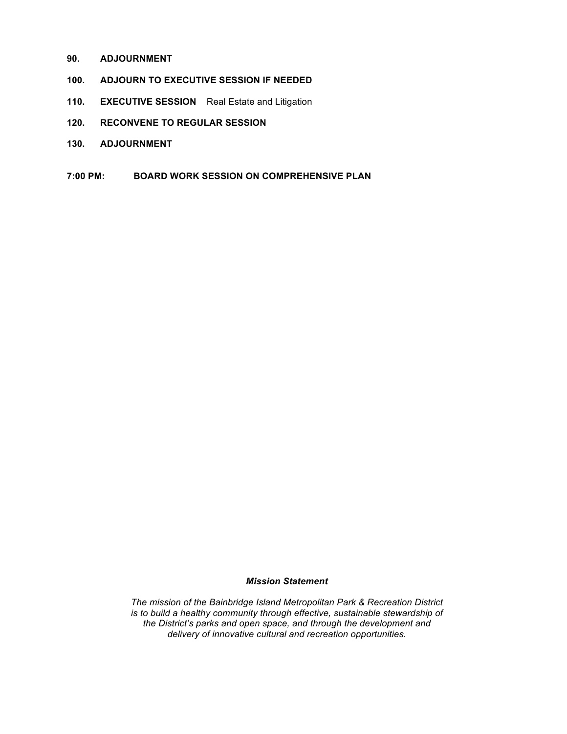**90. ADJOURNMENT**

**100. ADJOURN TO EXECUTIVE SESSION IF NEEDED**

**110. EXECUTIVE SESSION** Real Estate and Litigation

**120. RECONVENE TO REGULAR SESSION**

**130. ADJOURNMENT**

**7:00 PM: BOARD WORK SESSION ON COMPREHENSIVE PLAN**

***Mission Statement***

*The mission of the Bainbridge Island Metropolitan Park & Recreation District is to build a healthy community through effective, sustainable stewardship of the District's parks and open space, and through the development and delivery of innovative cultural and recreation opportunities.*